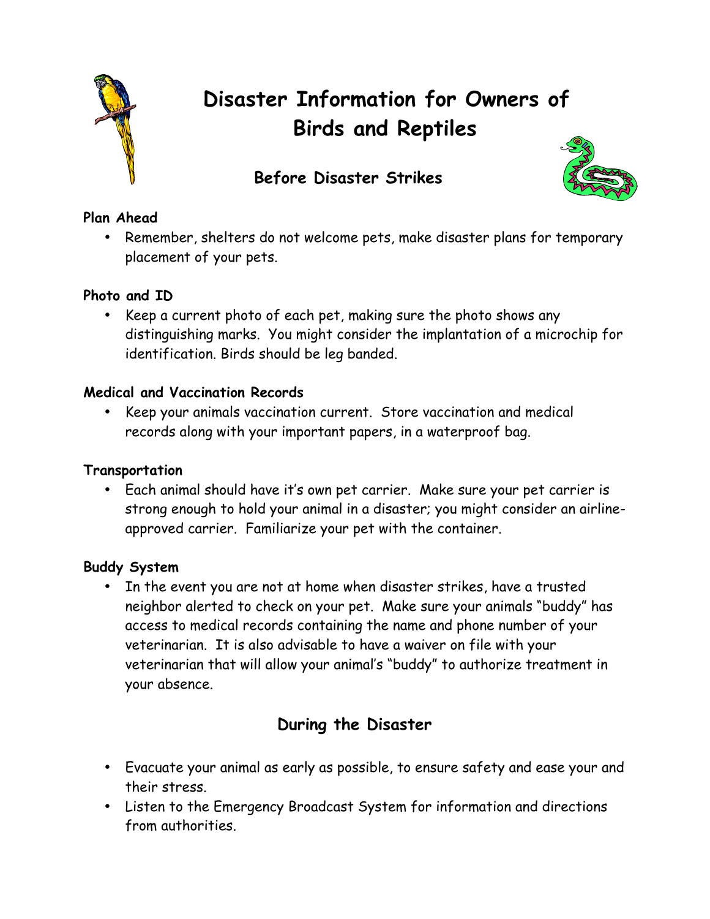# Disaster Information for Owners of Birds and Reptiles

## Before Disaster Strikes

**Plan Ahead**

- Remember, shelters do not welcome pets, make disaster plans for temporary placement of your pets.

**Photo and ID**

- Keep a current photo of each pet, making sure the photo shows any distinguishing marks. You might consider the implantation of a microchip for identification. Birds should be leg banded.

**Medical and Vaccination Records**

- Keep your animals vaccination current. Store vaccination and medical records along with your important papers, in a waterproof bag.

**Transportation**

- Each animal should have it's own pet carrier. Make sure your pet carrier is strong enough to hold your animal in a disaster; you might consider an airline-approved carrier. Familiarize your pet with the container.

**Buddy System**

- In the event you are not at home when disaster strikes, have a trusted neighbor alerted to check on your pet. Make sure your animals "buddy" has access to medical records containing the name and phone number of your veterinarian. It is also advisable to have a waiver on file with your veterinarian that will allow your animal's "buddy" to authorize treatment in your absence.

## During the Disaster

- Evacuate your animal as early as possible, to ensure safety and ease your and their stress.
- Listen to the Emergency Broadcast System for information and directions from authorities.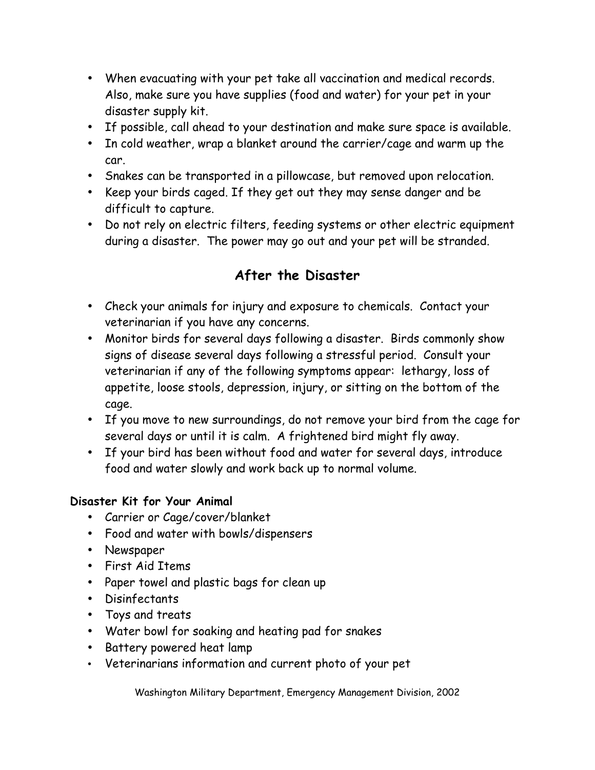- When evacuating with your pet take all vaccination and medical records. Also, make sure you have supplies (food and water) for your pet in your disaster supply kit.
- If possible, call ahead to your destination and make sure space is available.
- In cold weather, wrap a blanket around the carrier/cage and warm up the car.
- Snakes can be transported in a pillowcase, but removed upon relocation.
- Keep your birds caged. If they get out they may sense danger and be difficult to capture.
- Do not rely on electric filters, feeding systems or other electric equipment during a disaster. The power may go out and your pet will be stranded.

## After the Disaster

- Check your animals for injury and exposure to chemicals. Contact your veterinarian if you have any concerns.
- Monitor birds for several days following a disaster. Birds commonly show signs of disease several days following a stressful period. Consult your veterinarian if any of the following symptoms appear: lethargy, loss of appetite, loose stools, depression, injury, or sitting on the bottom of the cage.
- If you move to new surroundings, do not remove your bird from the cage for several days or until it is calm. A frightened bird might fly away.
- If your bird has been without food and water for several days, introduce food and water slowly and work back up to normal volume.

**Disaster Kit for Your Animal**

- Carrier or Cage/cover/blanket
- Food and water with bowls/dispensers
- Newspaper
- First Aid Items
- Paper towel and plastic bags for clean up
- Disinfectants
- Toys and treats
- Water bowl for soaking and heating pad for snakes
- Battery powered heat lamp
- Veterinarians information and current photo of your pet

Washington Military Department, Emergency Management Division, 2002